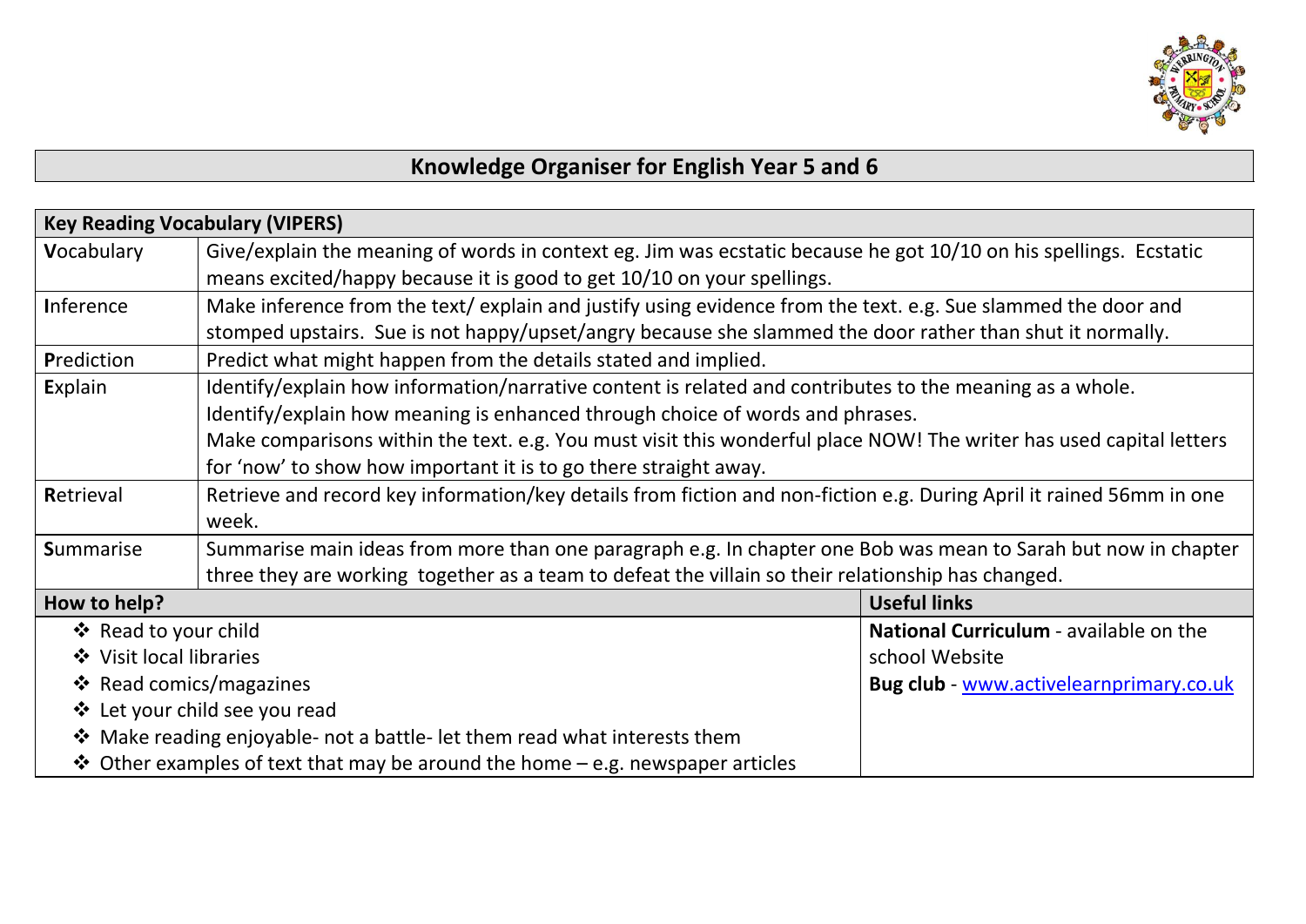# Knowledge Organiser for English Year 5 and 6

| Key Reading Vocabulary (VIPERS) | |
|---|---|
| **V**ocabulary | Give/explain the meaning of words in context eg. Jim was ecstatic because he got 10/10 on his spellings. Ecstatic means excited/happy because it is good to get 10/10 on your spellings. |
| **I**nference | Make inference from the text/ explain and justify using evidence from the text. e.g. Sue slammed the door and stomped upstairs. Sue is not happy/upset/angry because she slammed the door rather than shut it normally. |
| **P**rediction | Predict what might happen from the details stated and implied. |
| **E**xplain | Identify/explain how information/narrative content is related and contributes to the meaning as a whole.<br>Identify/explain how meaning is enhanced through choice of words and phrases.<br>Make comparisons within the text. e.g. You must visit this wonderful place NOW! The writer has used capital letters for 'now' to show how important it is to go there straight away. |
| **R**etrieval | Retrieve and record key information/key details from fiction and non-fiction e.g. During April it rained 56mm in one week. |
| **S**ummarise | Summarise main ideas from more than one paragraph e.g. In chapter one Bob was mean to Sarah but now in chapter three they are working together as a team to defeat the villain so their relationship has changed. |

| How to help? | Useful links |
|---|---|
| ❖ Read to your child<br>❖ Visit local libraries<br>❖ Read comics/magazines<br>❖ Let your child see you read<br>❖ Make reading enjoyable- not a battle- let them read what interests them<br>❖ Other examples of text that may be around the home – e.g. newspaper articles | **National Curriculum** - available on the school Website<br>**Bug club** - www.activelearnprimary.co.uk |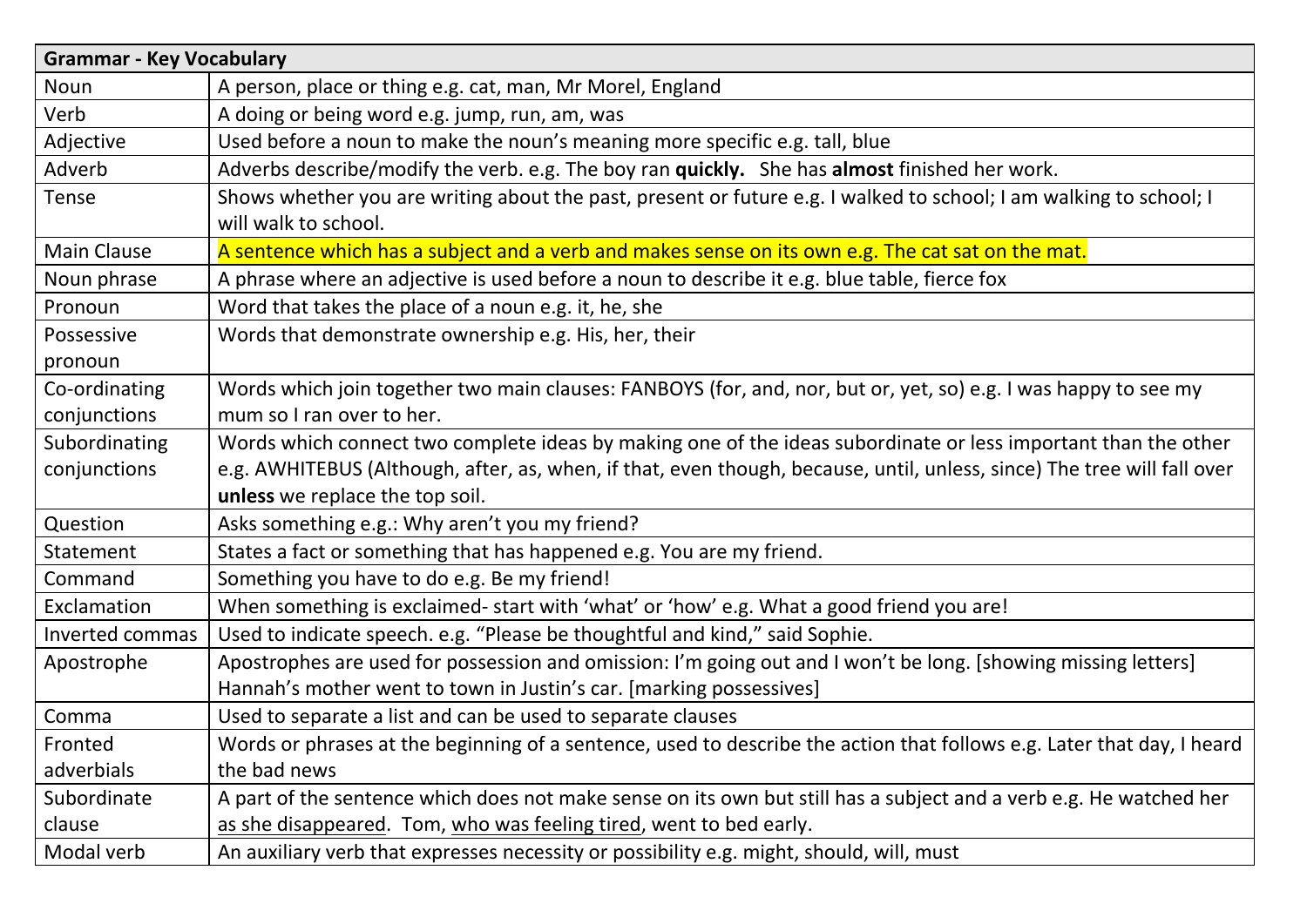| Grammar - Key Vocabulary | |
|---|---|
| Noun | A person, place or thing e.g. cat, man, Mr Morel, England |
| Verb | A doing or being word e.g. jump, run, am, was |
| Adjective | Used before a noun to make the noun's meaning more specific e.g. tall, blue |
| Adverb | Adverbs describe/modify the verb. e.g. The boy ran **quickly.** She has **almost** finished her work. |
| Tense | Shows whether you are writing about the past, present or future e.g. I walked to school; I am walking to school; I will walk to school. |
| Main Clause | A sentence which has a subject and a verb and makes sense on its own e.g. The cat sat on the mat. |
| Noun phrase | A phrase where an adjective is used before a noun to describe it e.g. blue table, fierce fox |
| Pronoun | Word that takes the place of a noun e.g. it, he, she |
| Possessive pronoun | Words that demonstrate ownership e.g. His, her, their |
| Co-ordinating conjunctions | Words which join together two main clauses: FANBOYS (for, and, nor, but or, yet, so) e.g. I was happy to see my mum so I ran over to her. |
| Subordinating conjunctions | Words which connect two complete ideas by making one of the ideas subordinate or less important than the other e.g. AWHITEBUS (Although, after, as, when, if that, even though, because, until, unless, since) The tree will fall over **unless** we replace the top soil. |
| Question | Asks something e.g.: Why aren't you my friend? |
| Statement | States a fact or something that has happened e.g. You are my friend. |
| Command | Something you have to do e.g. Be my friend! |
| Exclamation | When something is exclaimed- start with 'what' or 'how' e.g. What a good friend you are! |
| Inverted commas | Used to indicate speech. e.g. "Please be thoughtful and kind," said Sophie. |
| Apostrophe | Apostrophes are used for possession and omission: I'm going out and I won't be long. [showing missing letters] Hannah's mother went to town in Justin's car. [marking possessives] |
| Comma | Used to separate a list and can be used to separate clauses |
| Fronted adverbials | Words or phrases at the beginning of a sentence, used to describe the action that follows e.g. Later that day, I heard the bad news |
| Subordinate clause | A part of the sentence which does not make sense on its own but still has a subject and a verb e.g. He watched her as she disappeared. Tom, who was feeling tired, went to bed early. |
| Modal verb | An auxiliary verb that expresses necessity or possibility e.g. might, should, will, must |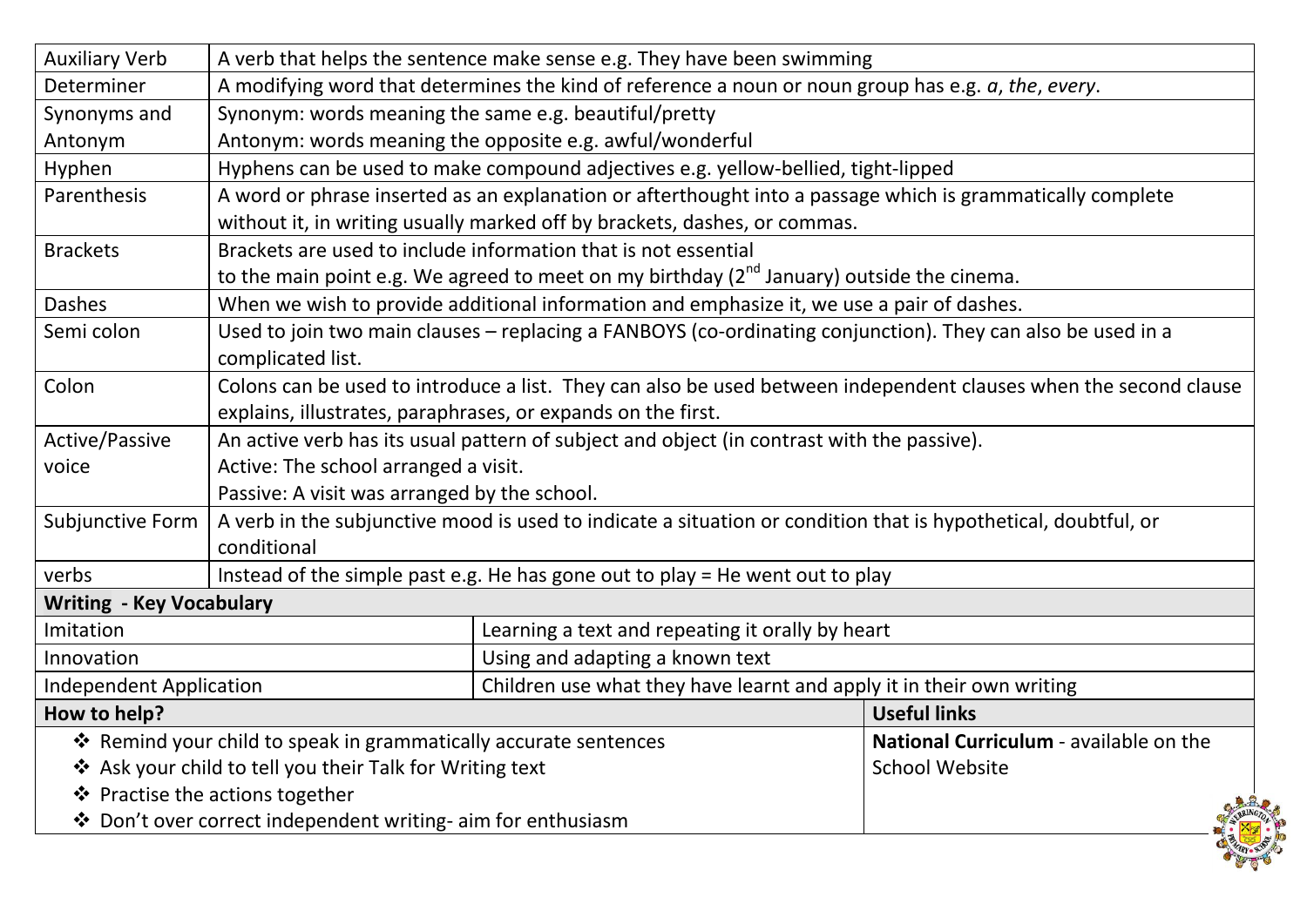| | |
|---|---|
| Auxiliary Verb | A verb that helps the sentence make sense e.g. They have been swimming |
| Determiner | A modifying word that determines the kind of reference a noun or noun group has e.g. *a*, *the*, *every*. |
| Synonyms and Antonym | Synonym: words meaning the same e.g. beautiful/pretty<br>Antonym: words meaning the opposite e.g. awful/wonderful |
| Hyphen | Hyphens can be used to make compound adjectives e.g. yellow-bellied, tight-lipped |
| Parenthesis | A word or phrase inserted as an explanation or afterthought into a passage which is grammatically complete without it, in writing usually marked off by brackets, dashes, or commas. |
| Brackets | Brackets are used to include information that is not essential to the main point e.g. We agreed to meet on my birthday (2nd January) outside the cinema. |
| Dashes | When we wish to provide additional information and emphasize it, we use a pair of dashes. |
| Semi colon | Used to join two main clauses – replacing a FANBOYS (co-ordinating conjunction). They can also be used in a complicated list. |
| Colon | Colons can be used to introduce a list. They can also be used between independent clauses when the second clause explains, illustrates, paraphrases, or expands on the first. |
| Active/Passive voice | An active verb has its usual pattern of subject and object (in contrast with the passive).<br>Active: The school arranged a visit.<br>Passive: A visit was arranged by the school. |
| Subjunctive Form | A verb in the subjunctive mood is used to indicate a situation or condition that is hypothetical, doubtful, or conditional |
| verbs | Instead of the simple past e.g. He has gone out to play = He went out to play |

| **Writing - Key Vocabulary** | |
|---|---|
| Imitation | Learning a text and repeating it orally by heart |
| Innovation | Using and adapting a known text |
| Independent Application | Children use what they have learnt and apply it in their own writing |

| **How to help?** | **Useful links** |
|---|---|
| ❖ Remind your child to speak in grammatically accurate sentences<br>❖ Ask your child to tell you their Talk for Writing text<br>❖ Practise the actions together<br>❖ Don't over correct independent writing- aim for enthusiasm | **National Curriculum** - available on the School Website |